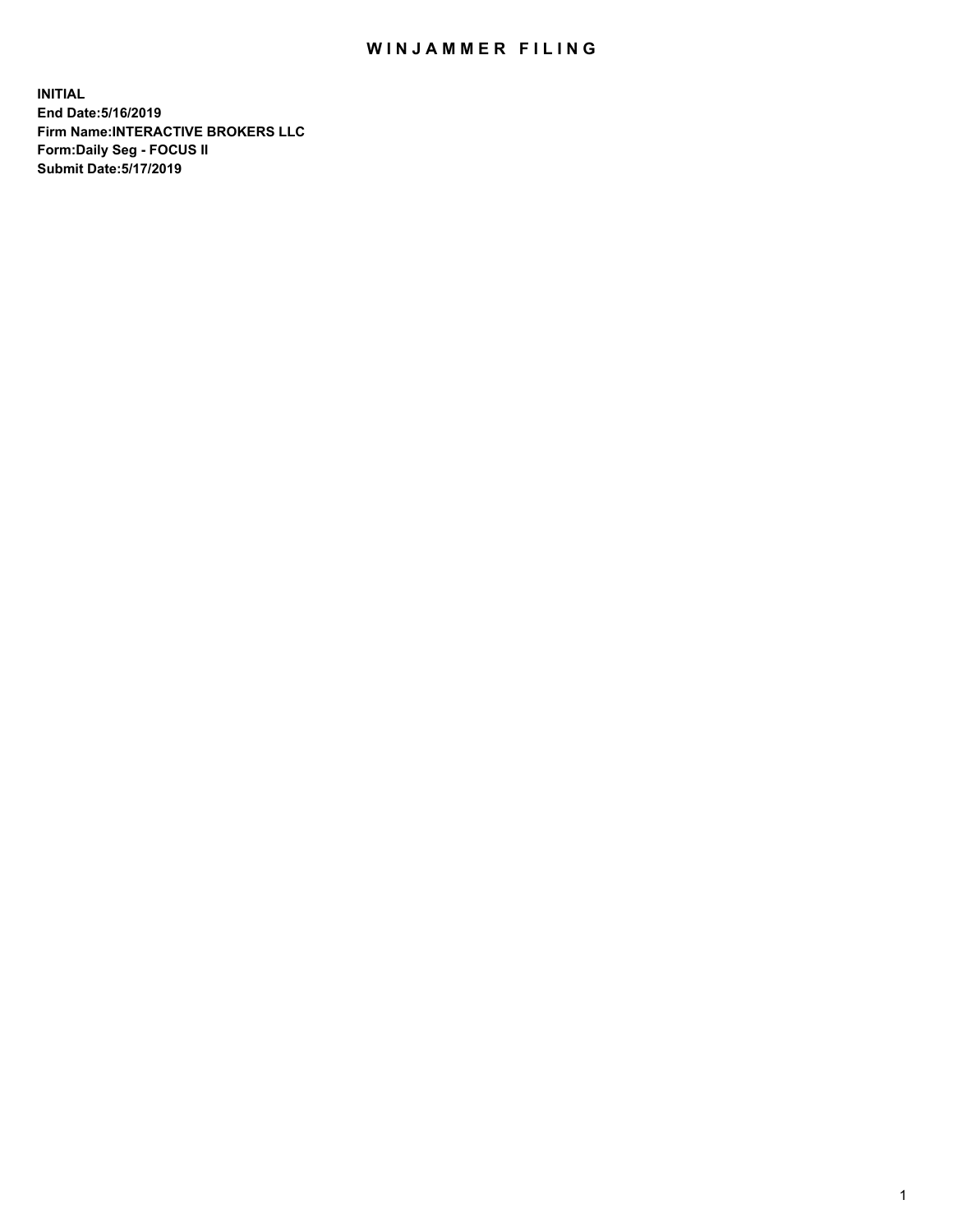# WINJAMMER FILING

**INITIAL**
**End Date:5/16/2019**
**Firm Name:INTERACTIVE BROKERS LLC**
**Form:Daily Seg - FOCUS II**
**Submit Date:5/17/2019**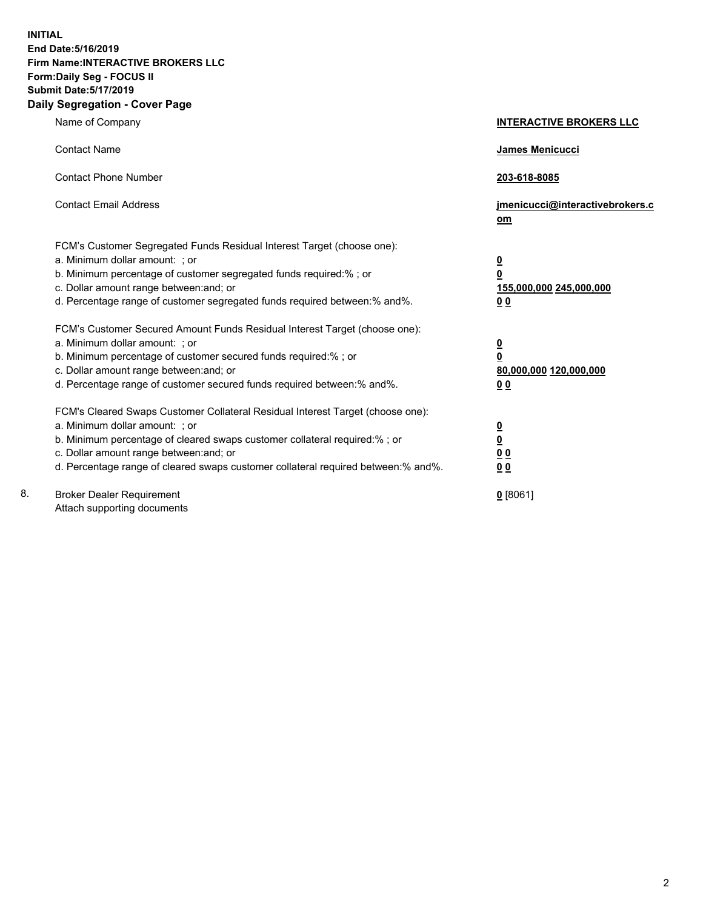**INITIAL**
**End Date:5/16/2019**
**Firm Name:INTERACTIVE BROKERS LLC**
**Form:Daily Seg - FOCUS II**
**Submit Date:5/17/2019**
**Daily Segregation - Cover Page**

| | | |
|---|---|---|
| | Name of Company | **INTERACTIVE BROKERS LLC** |
| | Contact Name | **James Menicucci** |
| | Contact Phone Number | **203-618-8085** |
| | Contact Email Address | **jmenicucci@interactivebrokers.com** |
| | FCM's Customer Segregated Funds Residual Interest Target (choose one): | |
| | a. Minimum dollar amount: ; or | **0** |
| | b. Minimum percentage of customer segregated funds required:% ; or | **0** |
| | c. Dollar amount range between:and; or | **155,000,000 245,000,000** |
| | d. Percentage range of customer segregated funds required between:% and%. | **0 0** |
| | FCM's Customer Secured Amount Funds Residual Interest Target (choose one): | |
| | a. Minimum dollar amount: ; or | **0** |
| | b. Minimum percentage of customer secured funds required:% ; or | **0** |
| | c. Dollar amount range between:and; or | **80,000,000 120,000,000** |
| | d. Percentage range of customer secured funds required between:% and%. | **0 0** |
| | FCM's Cleared Swaps Customer Collateral Residual Interest Target (choose one): | |
| | a. Minimum dollar amount: ; or | **0** |
| | b. Minimum percentage of cleared swaps customer collateral required:% ; or | **0** |
| | c. Dollar amount range between:and; or | **0 0** |
| | d. Percentage range of cleared swaps customer collateral required between:% and%. | **0 0** |
| 8. | Broker Dealer Requirement<br>Attach supporting documents | **0** [8061] |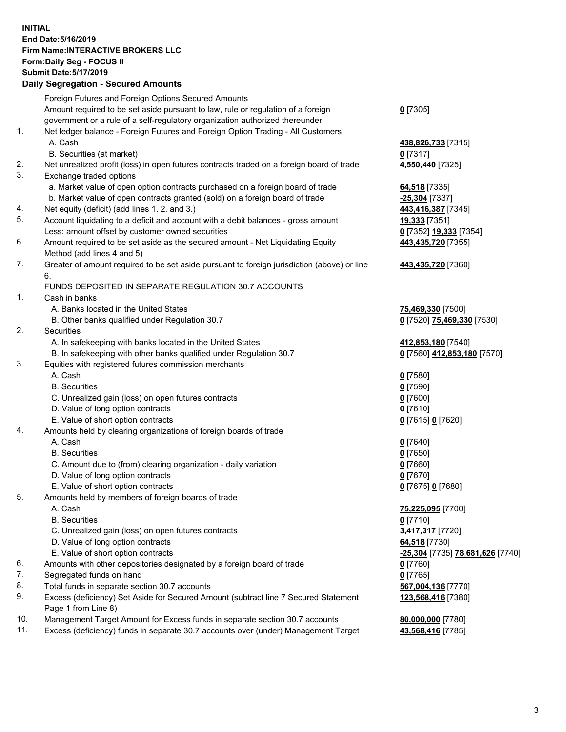**INITIAL**
**End Date:5/16/2019**
**Firm Name:INTERACTIVE BROKERS LLC**
**Form:Daily Seg - FOCUS II**
**Submit Date:5/17/2019**

### Daily Segregation - Secured Amounts

| | | |
|---|---|---|
| | Foreign Futures and Foreign Options Secured Amounts | |
| | Amount required to be set aside pursuant to law, rule or regulation of a foreign government or a rule of a self-regulatory organization authorized thereunder | **0** [7305] |
| 1. | Net ledger balance - Foreign Futures and Foreign Option Trading - All Customers | |
| | A. Cash | **438,826,733** [7315] |
| | B. Securities (at market) | **0** [7317] |
| 2. | Net unrealized profit (loss) in open futures contracts traded on a foreign board of trade | **4,550,440** [7325] |
| 3. | Exchange traded options | |
| | a. Market value of open option contracts purchased on a foreign board of trade | **64,518** [7335] |
| | b. Market value of open contracts granted (sold) on a foreign board of trade | **-25,304** [7337] |
| 4. | Net equity (deficit) (add lines 1. 2. and 3.) | **443,416,387** [7345] |
| 5. | Account liquidating to a deficit and account with a debit balances - gross amount | **19,333** [7351] |
| | Less: amount offset by customer owned securities | **0** [7352] **19,333** [7354] |
| 6. | Amount required to be set aside as the secured amount - Net Liquidating Equity Method (add lines 4 and 5) | **443,435,720** [7355] |
| 7. | Greater of amount required to be set aside pursuant to foreign jurisdiction (above) or line 6. | **443,435,720** [7360] |
| | FUNDS DEPOSITED IN SEPARATE REGULATION 30.7 ACCOUNTS | |
| 1. | Cash in banks | |
| | A. Banks located in the United States | **75,469,330** [7500] |
| | B. Other banks qualified under Regulation 30.7 | **0** [7520] **75,469,330** [7530] |
| 2. | Securities | |
| | A. In safekeeping with banks located in the United States | **412,853,180** [7540] |
| | B. In safekeeping with other banks qualified under Regulation 30.7 | **0** [7560] **412,853,180** [7570] |
| 3. | Equities with registered futures commission merchants | |
| | A. Cash | **0** [7580] |
| | B. Securities | **0** [7590] |
| | C. Unrealized gain (loss) on open futures contracts | **0** [7600] |
| | D. Value of long option contracts | **0** [7610] |
| | E. Value of short option contracts | **0** [7615] **0** [7620] |
| 4. | Amounts held by clearing organizations of foreign boards of trade | |
| | A. Cash | **0** [7640] |
| | B. Securities | **0** [7650] |
| | C. Amount due to (from) clearing organization - daily variation | **0** [7660] |
| | D. Value of long option contracts | **0** [7670] |
| | E. Value of short option contracts | **0** [7675] **0** [7680] |
| 5. | Amounts held by members of foreign boards of trade | |
| | A. Cash | **75,225,095** [7700] |
| | B. Securities | **0** [7710] |
| | C. Unrealized gain (loss) on open futures contracts | **3,417,317** [7720] |
| | D. Value of long option contracts | **64,518** [7730] |
| | E. Value of short option contracts | **-25,304** [7735] **78,681,626** [7740] |
| 6. | Amounts with other depositories designated by a foreign board of trade | **0** [7760] |
| 7. | Segregated funds on hand | **0** [7765] |
| 8. | Total funds in separate section 30.7 accounts | **567,004,136** [7770] |
| 9. | Excess (deficiency) Set Aside for Secured Amount (subtract line 7 Secured Statement Page 1 from Line 8) | **123,568,416** [7380] |
| 10. | Management Target Amount for Excess funds in separate section 30.7 accounts | **80,000,000** [7780] |
| 11. | Excess (deficiency) funds in separate 30.7 accounts over (under) Management Target | **43,568,416** [7785] |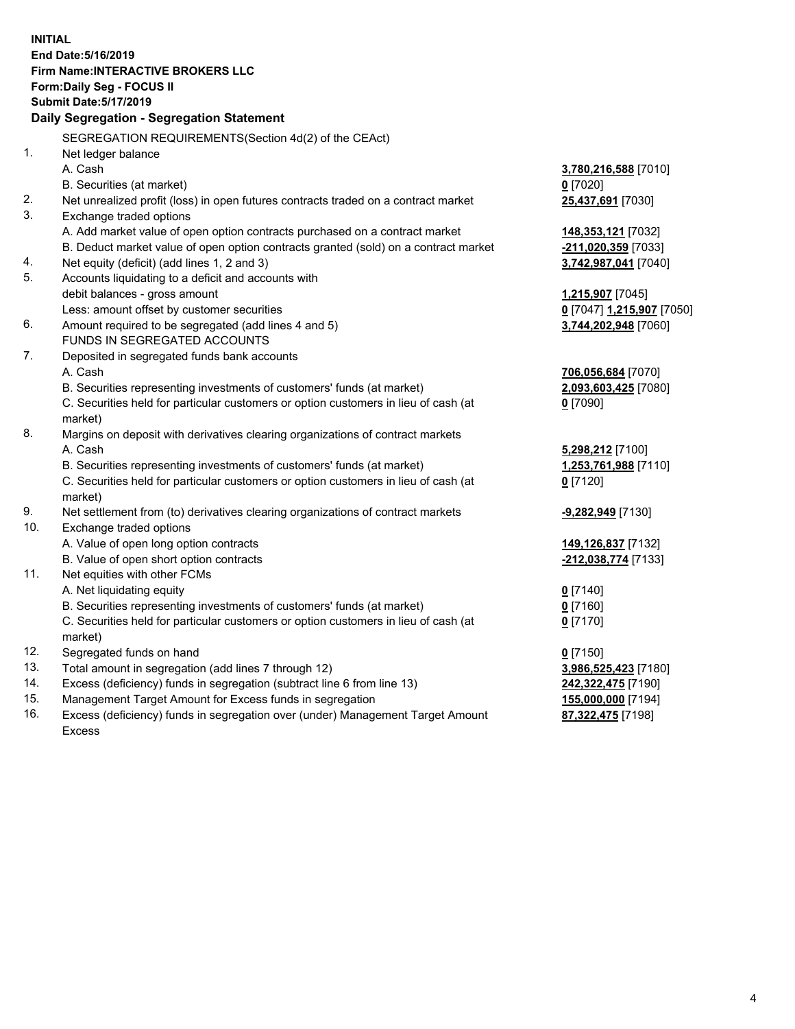**INITIAL**
**End Date:5/16/2019**
**Firm Name:INTERACTIVE BROKERS LLC**
**Form:Daily Seg - FOCUS II**
**Submit Date:5/17/2019**

**Daily Segregation - Segregation Statement**

SEGREGATION REQUIREMENTS(Section 4d(2) of the CEAct)

| | | |
|---|---|---|
| 1. | Net ledger balance | |
| | A. Cash | 3,780,216,588 [7010] |
| | B. Securities (at market) | 0 [7020] |
| 2. | Net unrealized profit (loss) in open futures contracts traded on a contract market | 25,437,691 [7030] |
| 3. | Exchange traded options | |
| | A. Add market value of open option contracts purchased on a contract market | 148,353,121 [7032] |
| | B. Deduct market value of open option contracts granted (sold) on a contract market | -211,020,359 [7033] |
| 4. | Net equity (deficit) (add lines 1, 2 and 3) | 3,742,987,041 [7040] |
| 5. | Accounts liquidating to a deficit and accounts with debit balances - gross amount | 1,215,907 [7045] |
| | Less: amount offset by customer securities | 0 [7047] 1,215,907 [7050] |
| 6. | Amount required to be segregated (add lines 4 and 5) | 3,744,202,948 [7060] |
| | FUNDS IN SEGREGATED ACCOUNTS | |
| 7. | Deposited in segregated funds bank accounts | |
| | A. Cash | 706,056,684 [7070] |
| | B. Securities representing investments of customers' funds (at market) | 2,093,603,425 [7080] |
| | C. Securities held for particular customers or option customers in lieu of cash (at market) | 0 [7090] |
| 8. | Margins on deposit with derivatives clearing organizations of contract markets | |
| | A. Cash | 5,298,212 [7100] |
| | B. Securities representing investments of customers' funds (at market) | 1,253,761,988 [7110] |
| | C. Securities held for particular customers or option customers in lieu of cash (at market) | 0 [7120] |
| 9. | Net settlement from (to) derivatives clearing organizations of contract markets | -9,282,949 [7130] |
| 10. | Exchange traded options | |
| | A. Value of open long option contracts | 149,126,837 [7132] |
| | B. Value of open short option contracts | -212,038,774 [7133] |
| 11. | Net equities with other FCMs | |
| | A. Net liquidating equity | 0 [7140] |
| | B. Securities representing investments of customers' funds (at market) | 0 [7160] |
| | C. Securities held for particular customers or option customers in lieu of cash (at market) | 0 [7170] |
| 12. | Segregated funds on hand | 0 [7150] |
| 13. | Total amount in segregation (add lines 7 through 12) | 3,986,525,423 [7180] |
| 14. | Excess (deficiency) funds in segregation (subtract line 6 from line 13) | 242,322,475 [7190] |
| 15. | Management Target Amount for Excess funds in segregation | 155,000,000 [7194] |
| 16. | Excess (deficiency) funds in segregation over (under) Management Target Amount Excess | 87,322,475 [7198] |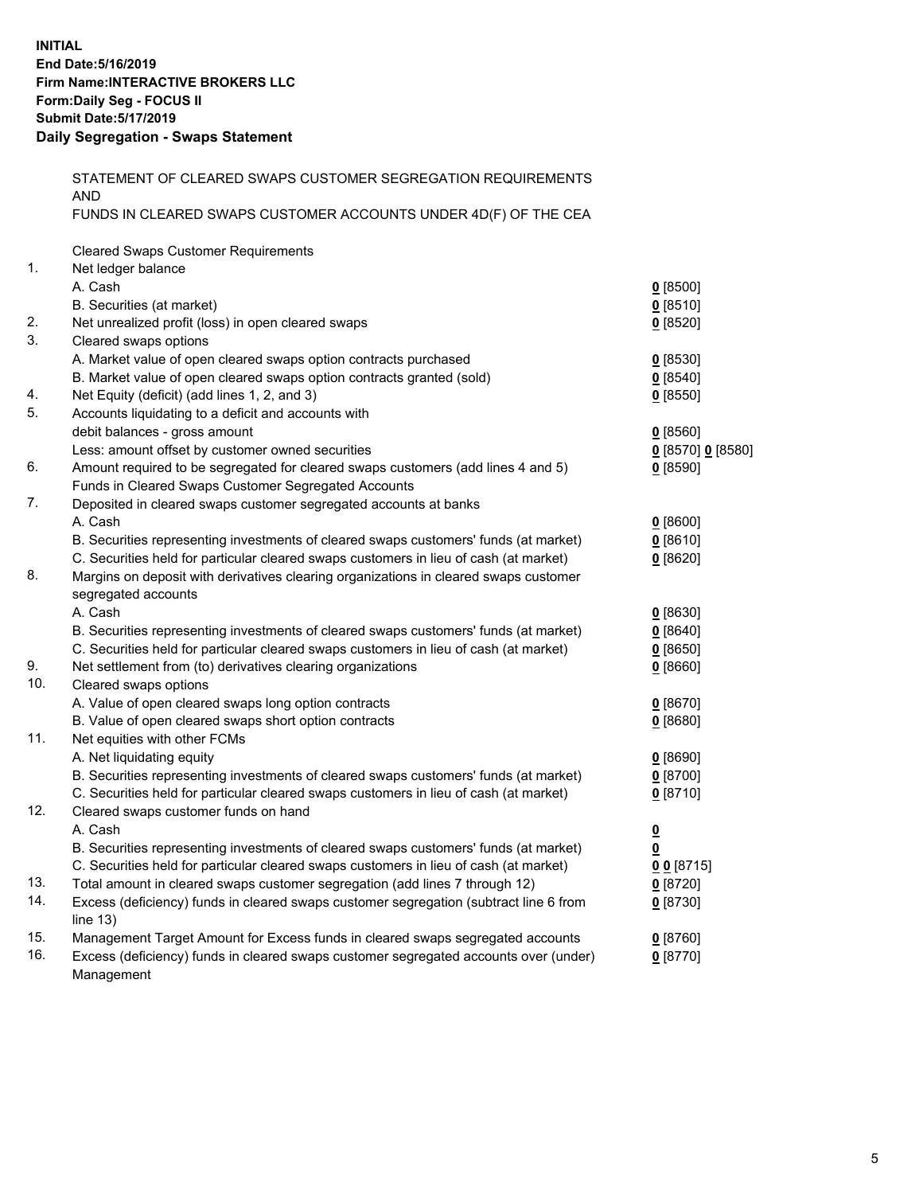**INITIAL**
**End Date:5/16/2019**
**Firm Name:INTERACTIVE BROKERS LLC**
**Form:Daily Seg - FOCUS II**
**Submit Date:5/17/2019**
**Daily Segregation - Swaps Statement**

STATEMENT OF CLEARED SWAPS CUSTOMER SEGREGATION REQUIREMENTS AND FUNDS IN CLEARED SWAPS CUSTOMER ACCOUNTS UNDER 4D(F) OF THE CEA

| | | |
|---|---|---|
| | Cleared Swaps Customer Requirements | |
| 1. | Net ledger balance | |
| | A. Cash | 0 [8500] |
| | B. Securities (at market) | 0 [8510] |
| 2. | Net unrealized profit (loss) in open cleared swaps | 0 [8520] |
| 3. | Cleared swaps options | |
| | A. Market value of open cleared swaps option contracts purchased | 0 [8530] |
| | B. Market value of open cleared swaps option contracts granted (sold) | 0 [8540] |
| 4. | Net Equity (deficit) (add lines 1, 2, and 3) | 0 [8550] |
| 5. | Accounts liquidating to a deficit and accounts with debit balances - gross amount | 0 [8560] |
| | Less: amount offset by customer owned securities | 0 [8570] 0 [8580] |
| 6. | Amount required to be segregated for cleared swaps customers (add lines 4 and 5) | 0 [8590] |
| | Funds in Cleared Swaps Customer Segregated Accounts | |
| 7. | Deposited in cleared swaps customer segregated accounts at banks | |
| | A. Cash | 0 [8600] |
| | B. Securities representing investments of cleared swaps customers' funds (at market) | 0 [8610] |
| | C. Securities held for particular cleared swaps customers in lieu of cash (at market) | 0 [8620] |
| 8. | Margins on deposit with derivatives clearing organizations in cleared swaps customer segregated accounts | |
| | A. Cash | 0 [8630] |
| | B. Securities representing investments of cleared swaps customers' funds (at market) | 0 [8640] |
| | C. Securities held for particular cleared swaps customers in lieu of cash (at market) | 0 [8650] |
| 9. | Net settlement from (to) derivatives clearing organizations | 0 [8660] |
| 10. | Cleared swaps options | |
| | A. Value of open cleared swaps long option contracts | 0 [8670] |
| | B. Value of open cleared swaps short option contracts | 0 [8680] |
| 11. | Net equities with other FCMs | |
| | A. Net liquidating equity | 0 [8690] |
| | B. Securities representing investments of cleared swaps customers' funds (at market) | 0 [8700] |
| | C. Securities held for particular cleared swaps customers in lieu of cash (at market) | 0 [8710] |
| 12. | Cleared swaps customer funds on hand | |
| | A. Cash | 0 |
| | B. Securities representing investments of cleared swaps customers' funds (at market) | 0 |
| | C. Securities held for particular cleared swaps customers in lieu of cash (at market) | 0 0 [8715] |
| 13. | Total amount in cleared swaps customer segregation (add lines 7 through 12) | 0 [8720] |
| 14. | Excess (deficiency) funds in cleared swaps customer segregation (subtract line 6 from line 13) | 0 [8730] |
| 15. | Management Target Amount for Excess funds in cleared swaps segregated accounts | 0 [8760] |
| 16. | Excess (deficiency) funds in cleared swaps customer segregated accounts over (under) Management | 0 [8770] |